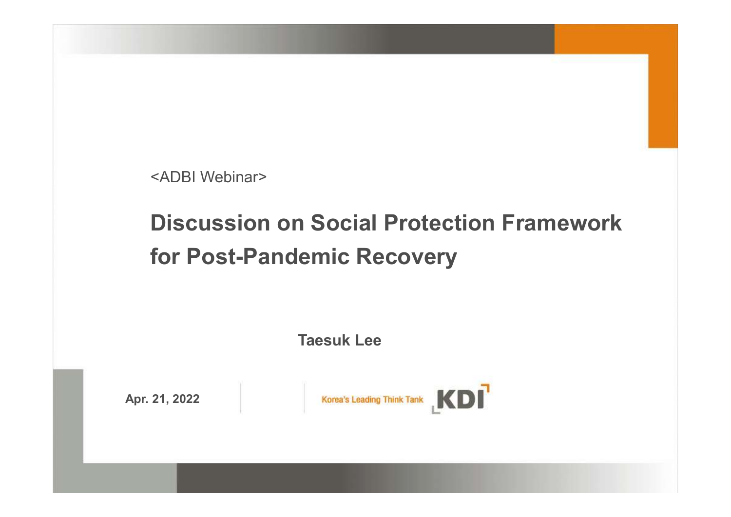<ADBI Webinar>

# Discussion on Social Protection Framework for Post-Pandemic Recovery

**Taesuk Lee**

**Apr. 21, 2022**

Korea's Leading Think Tank KDI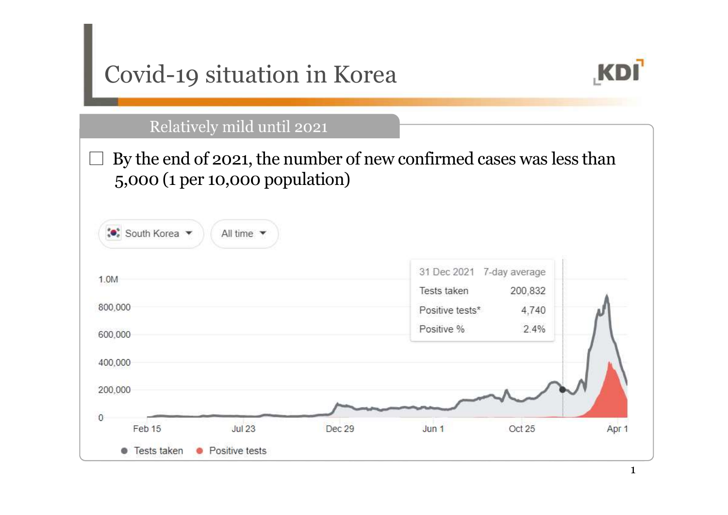# Covid-19 situation in Korea

## Relatively mild until 2021

- By the end of 2021, the number of new confirmed cases was less than 5,000 (1 per 10,000 population)

South Korea | All time

| 31 Dec 2021 | 7-day average |
|---|---|
| Tests taken | 200,832 |
| Positive tests* | 4,740 |
| Positive % | 2.4% |

1.0M, 800,000, 600,000, 400,000, 200,000, 0

Feb 15, Jul 23, Dec 29, Jun 1, Oct 25, Apr 1

● Tests taken ● Positive tests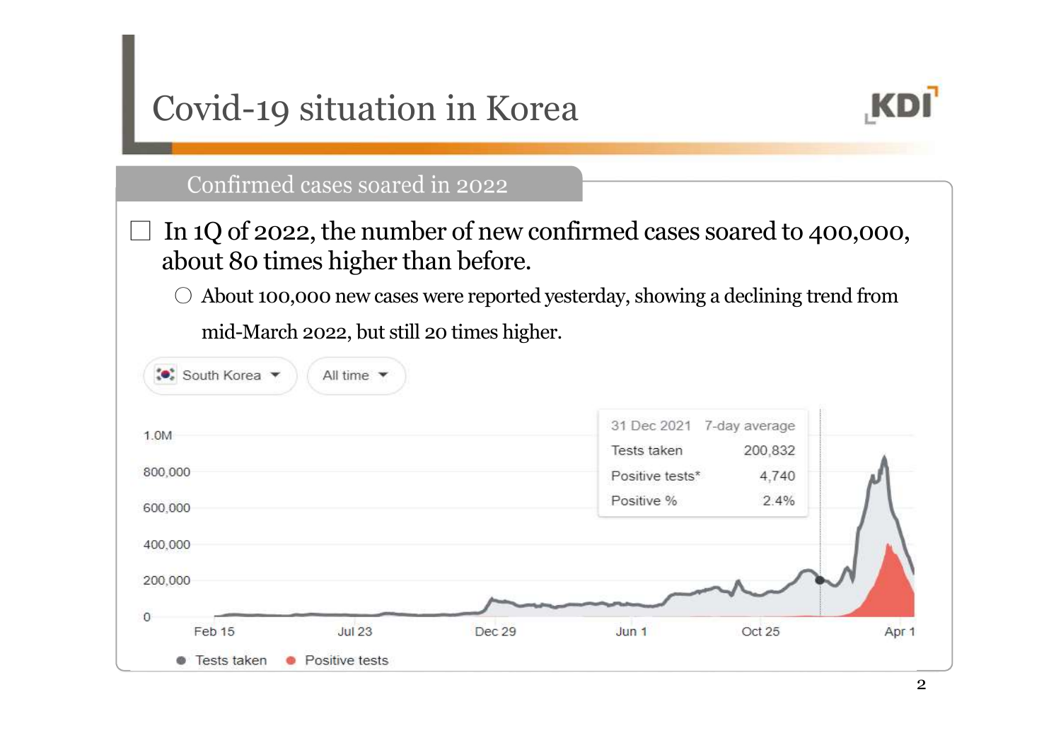# Covid-19 situation in Korea

## Confirmed cases soared in 2022

- In 1Q of 2022, the number of new confirmed cases soared to 400,000, about 80 times higher than before.
  - About 100,000 new cases were reported yesterday, showing a declining trend from mid-March 2022, but still 20 times higher.

South Korea | All time

| 31 Dec 2021 | 7-day average |
|---|---|
| Tests taken | 200,832 |
| Positive tests* | 4,740 |
| Positive % | 2.4% |

1.0M, 800,000, 600,000, 400,000, 200,000, 0

Feb 15, Jul 23, Dec 29, Jun 1, Oct 25, Apr 1

● Tests taken ● Positive tests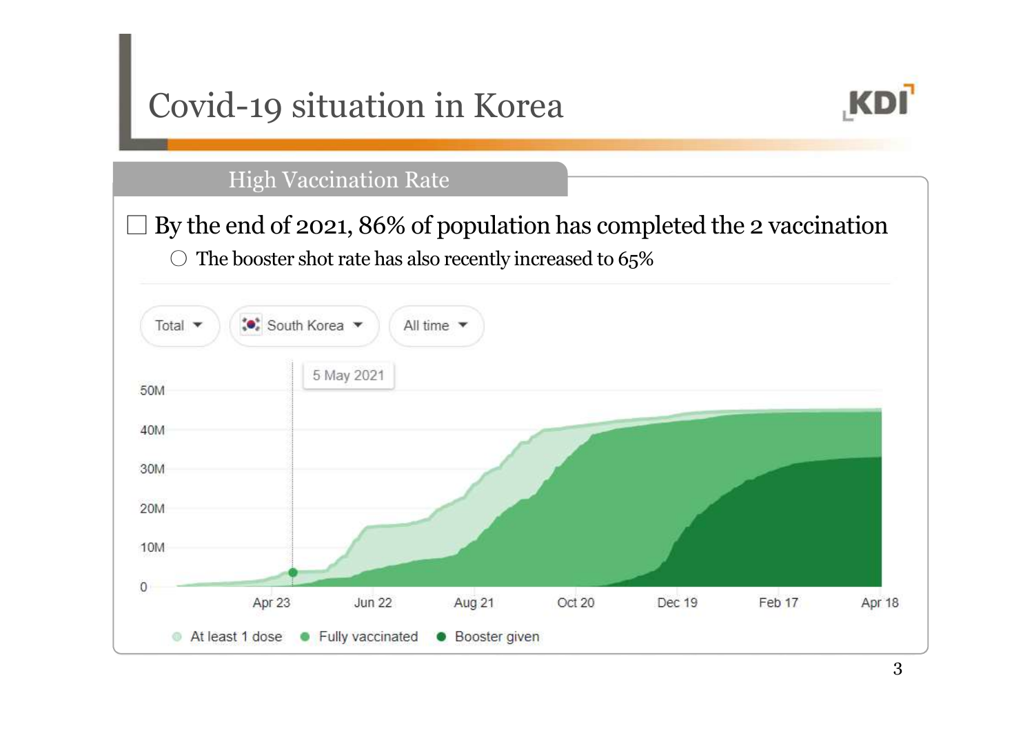# Covid-19 situation in Korea

## High Vaccination Rate

- By the end of 2021, 86% of population has completed the 2 vaccination
  - The booster shot rate has also recently increased to 65%

Total ▾ | South Korea ▾ | All time ▾

5 May 2021

50M
40M
30M
20M
10M
0

Apr 23 | Jun 22 | Aug 21 | Oct 20 | Dec 19 | Feb 17 | Apr 18

At least 1 dose · Fully vaccinated · Booster given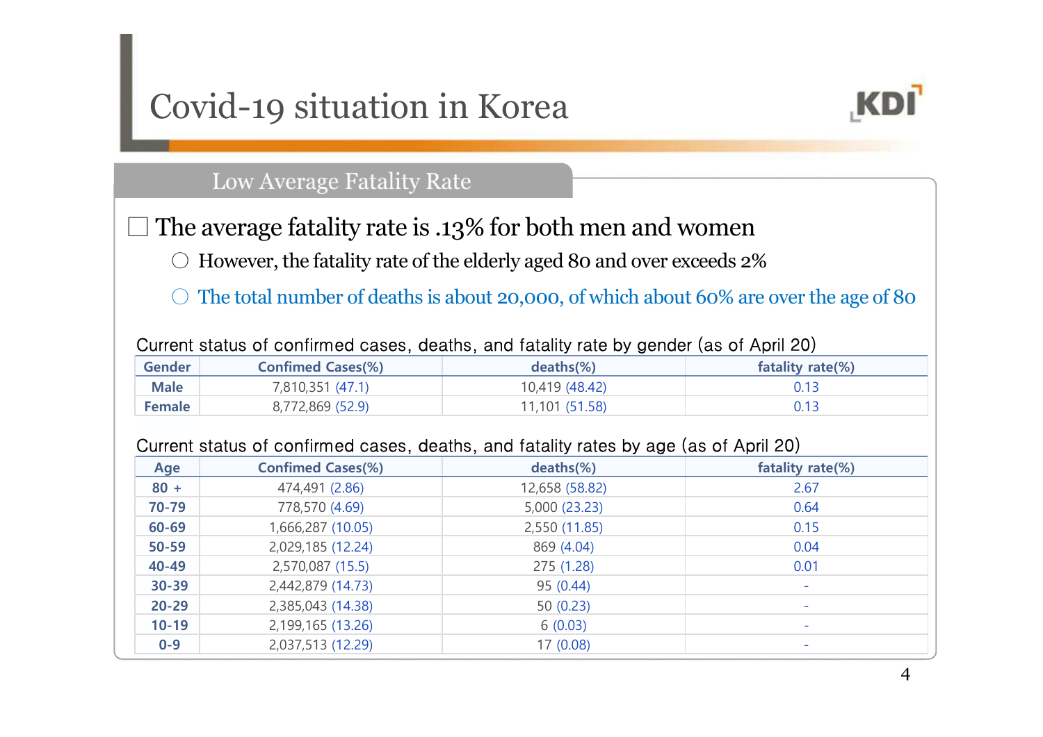# Covid-19 situation in Korea

## Low Average Fatality Rate

- The average fatality rate is .13% for both men and women
  - However, the fatality rate of the elderly aged 80 and over exceeds 2%
  - The total number of deaths is about 20,000, of which about 60% are over the age of 80

Current status of confirmed cases, deaths, and fatality rate by gender (as of April 20)

| Gender | Confimed Cases(%) | deaths(%) | fatality rate(%) |
|---|---|---|---|
| Male | 7,810,351 (47.1) | 10,419 (48.42) | 0.13 |
| Female | 8,772,869 (52.9) | 11,101 (51.58) | 0.13 |

Current status of confirmed cases, deaths, and fatality rates by age (as of April 20)

| Age | Confimed Cases(%) | deaths(%) | fatality rate(%) |
|---|---|---|---|
| 80 + | 474,491 (2.86) | 12,658 (58.82) | 2.67 |
| 70-79 | 778,570 (4.69) | 5,000 (23.23) | 0.64 |
| 60-69 | 1,666,287 (10.05) | 2,550 (11.85) | 0.15 |
| 50-59 | 2,029,185 (12.24) | 869 (4.04) | 0.04 |
| 40-49 | 2,570,087 (15.5) | 275 (1.28) | 0.01 |
| 30-39 | 2,442,879 (14.73) | 95 (0.44) | - |
| 20-29 | 2,385,043 (14.38) | 50 (0.23) | - |
| 10-19 | 2,199,165 (13.26) | 6 (0.03) | - |
| 0-9 | 2,037,513 (12.29) | 17 (0.08) | - |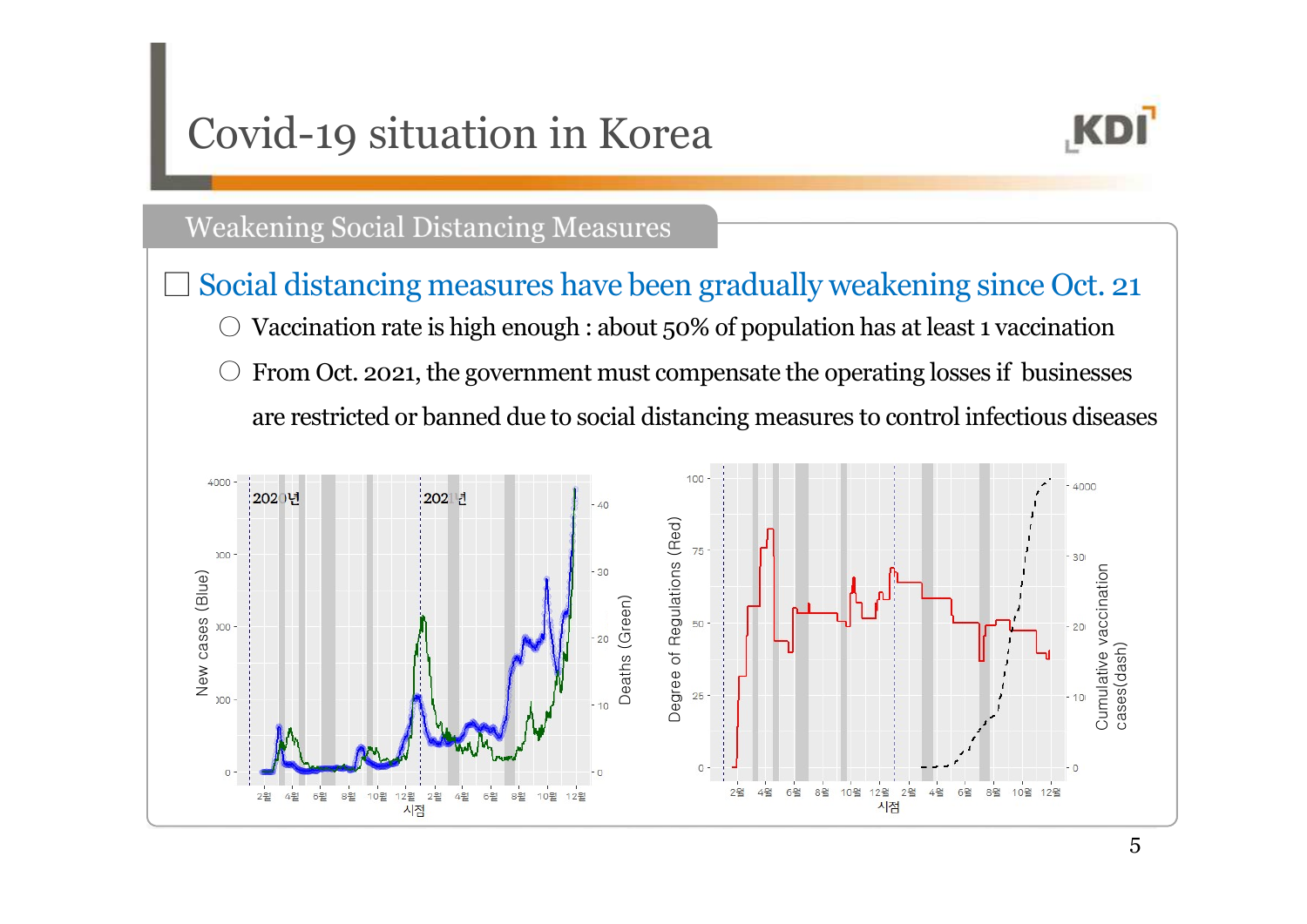# Covid-19 situation in Korea

## Weakening Social Distancing Measures

- Social distancing measures have been gradually weakening since Oct. 21
  - Vaccination rate is high enough : about 50% of population has at least 1 vaccination
  - From Oct. 2021, the government must compensate the operating losses if businesses are restricted or banned due to social distancing measures to control infectious diseases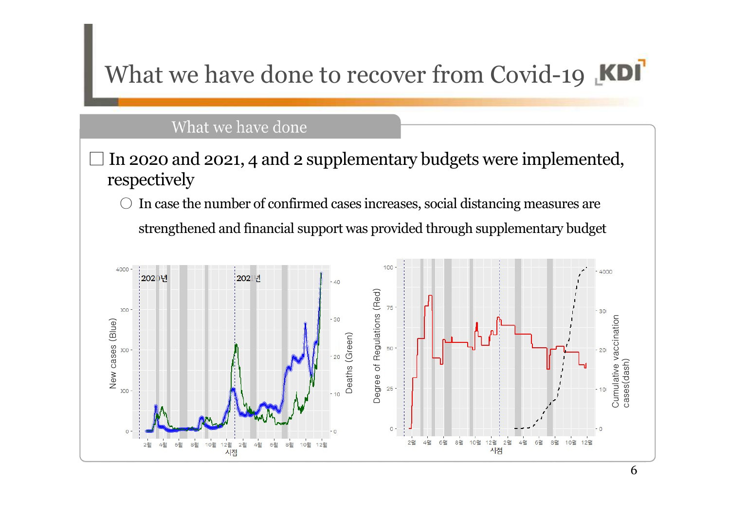# What we have done to recover from Covid-19

## What we have done

- In 2020 and 2021, 4 and 2 supplementary budgets were implemented, respectively
  - In case the number of confirmed cases increases, social distancing measures are strengthened and financial support was provided through supplementary budget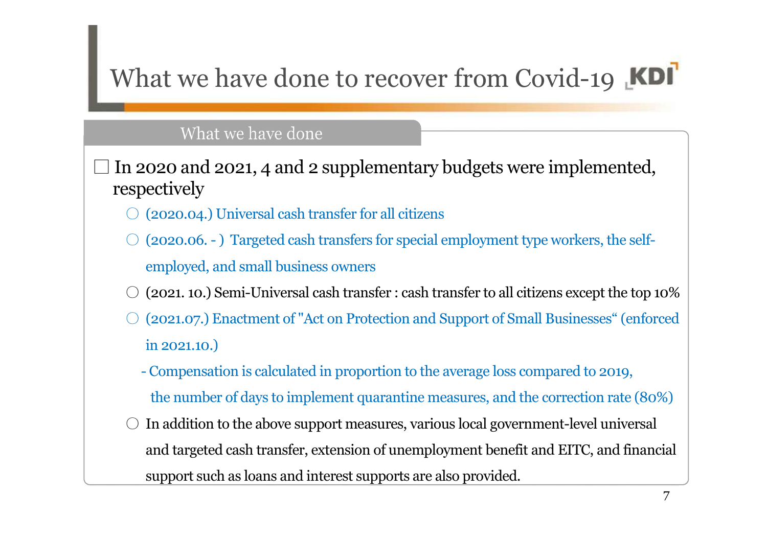# What we have done to recover from Covid-19

## What we have done

- In 2020 and 2021, 4 and 2 supplementary budgets were implemented, respectively
  - (2020.04.) Universal cash transfer for all citizens
  - (2020.06. - ) Targeted cash transfers for special employment type workers, the self-employed, and small business owners
  - (2021. 10.) Semi-Universal cash transfer : cash transfer to all citizens except the top 10%
  - (2021.07.) Enactment of "Act on Protection and Support of Small Businesses" (enforced in 2021.10.)
    - Compensation is calculated in proportion to the average loss compared to 2019, the number of days to implement quarantine measures, and the correction rate (80%)
  - In addition to the above support measures, various local government-level universal and targeted cash transfer, extension of unemployment benefit and EITC, and financial support such as loans and interest supports are also provided.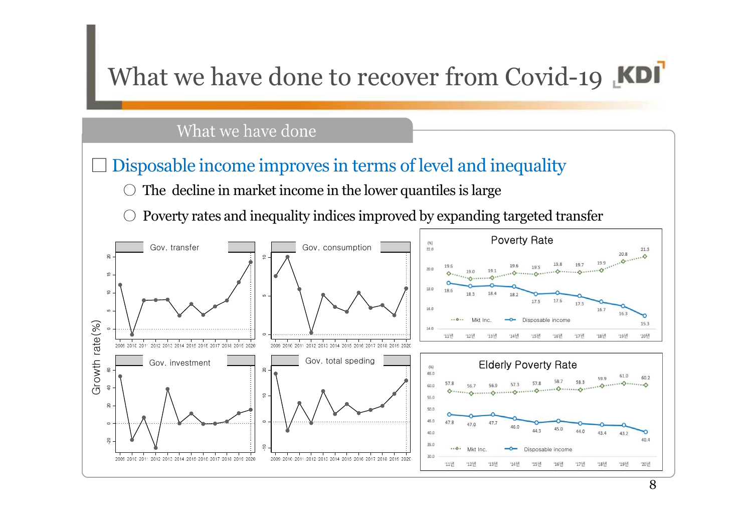# What we have done to recover from Covid-19

## What we have done

□ Disposable income improves in terms of level and inequality

- ○ The decline in market income in the lower quantiles is large
- ○ Poverty rates and inequality indices improved by expanding targeted transfer

Growth rate(%)

Gov. transfer

Gov. consumption

Gov. investment

Gov. total speding

**Poverty Rate** (%)

| | '11년 | '12년 | '13년 | '14년 | '15년 | '16년 | '17년 | '18년 | '19년 | '20년 |
|---|---|---|---|---|---|---|---|---|---|---|
| Mkt Inc. | 19.6 | 19.0 | 19.1 | 19.6 | 19.5 | 19.8 | 19.7 | 19.9 | 20.8 | 21.3 |
| Disposable income | 18.6 | 18.3 | 18.4 | 18.2 | 17.5 | 17.6 | 17.3 | 16.7 | 16.3 | 15.3 |

**Elderly Poverty Rate** (%)

| | '11년 | '12년 | '13년 | '14년 | '15년 | '16년 | '17년 | '18년 | '19년 | '20년 |
|---|---|---|---|---|---|---|---|---|---|---|
| Mkt Inc. | 57.8 | 56.7 | 56.9 | 57.3 | 57.8 | 58.7 | 58.3 | 59.9 | 61.0 | 60.2 |
| Disposable income | 47.8 | 47.0 | 47.7 | 46.0 | 44.3 | 45.0 | 44.0 | 43.4 | 43.2 | 40.4 |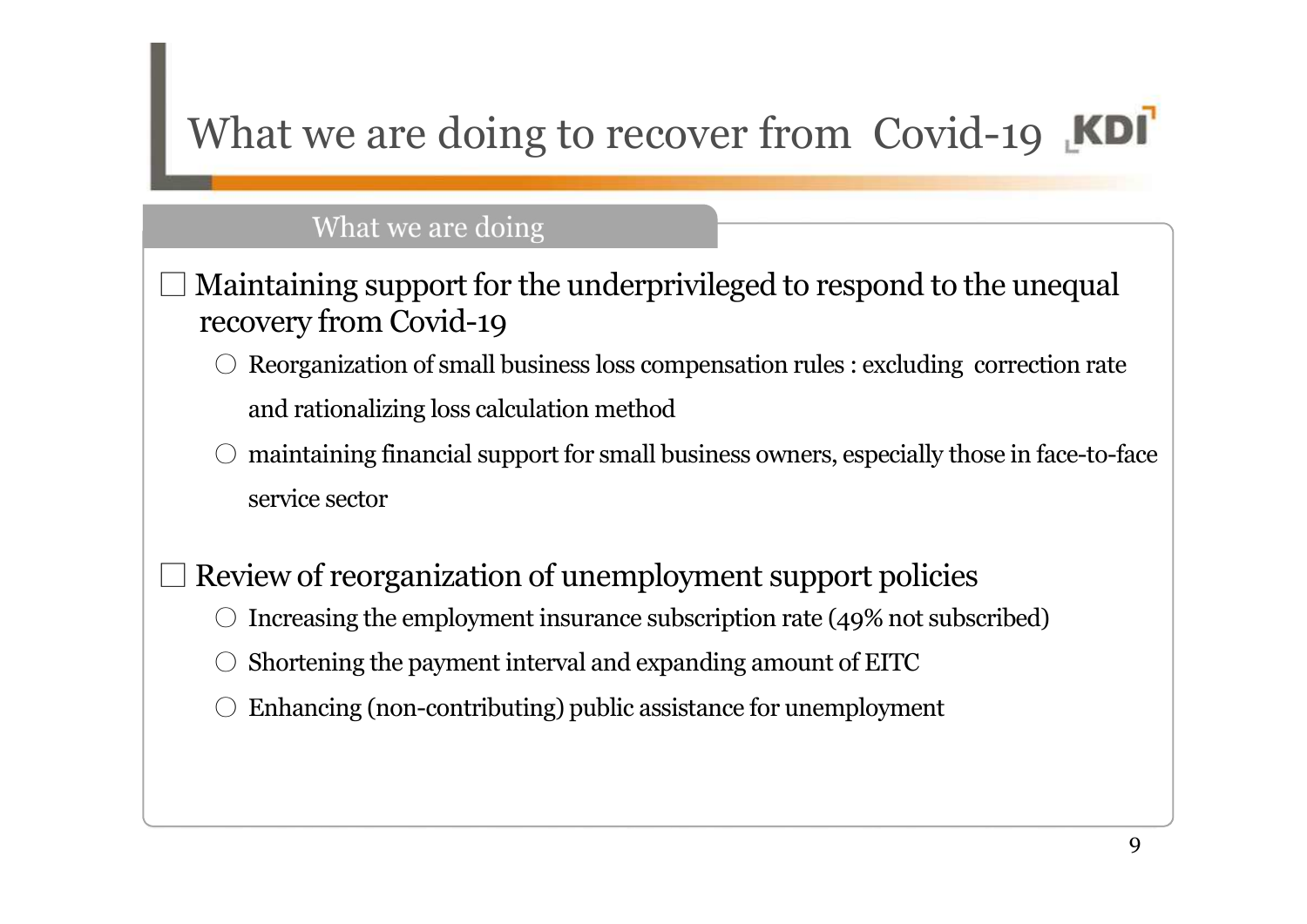# What we are doing to recover from Covid-19

## What we are doing

- Maintaining support for the underprivileged to respond to the unequal recovery from Covid-19
  - Reorganization of small business loss compensation rules : excluding correction rate and rationalizing loss calculation method
  - maintaining financial support for small business owners, especially those in face-to-face service sector

- Review of reorganization of unemployment support policies
  - Increasing the employment insurance subscription rate (49% not subscribed)
  - Shortening the payment interval and expanding amount of EITC
  - Enhancing (non-contributing) public assistance for unemployment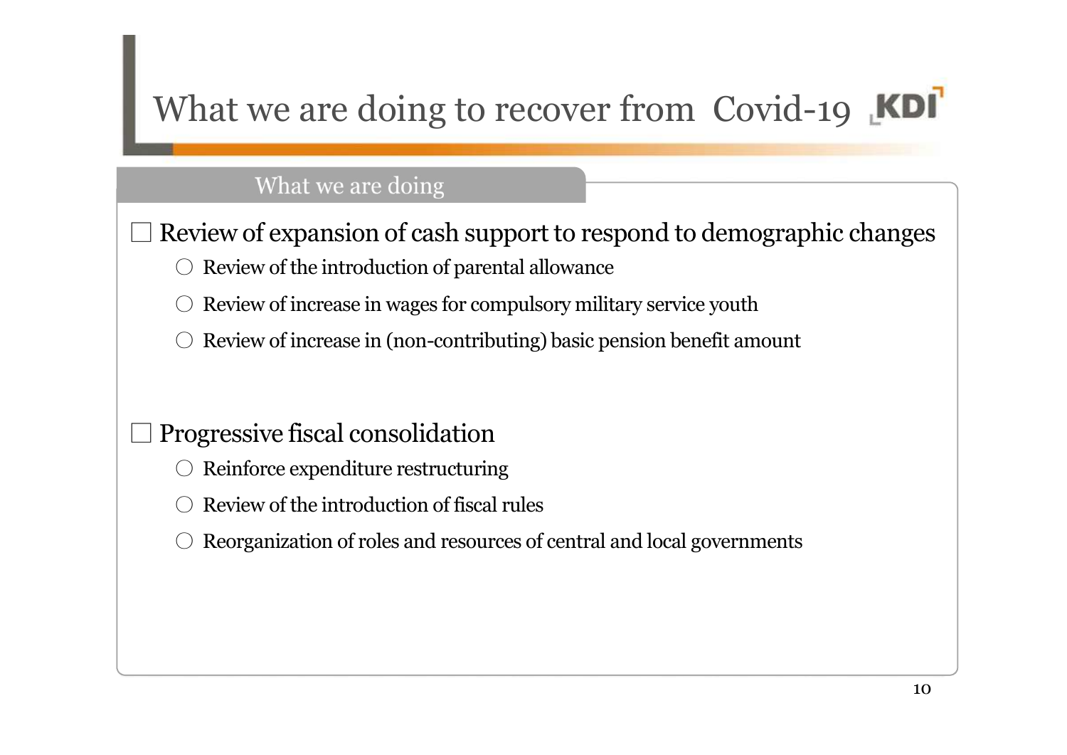# What we are doing to recover from Covid-19

## What we are doing

- Review of expansion of cash support to respond to demographic changes
  - Review of the introduction of parental allowance
  - Review of increase in wages for compulsory military service youth
  - Review of increase in (non-contributing) basic pension benefit amount

- Progressive fiscal consolidation
  - Reinforce expenditure restructuring
  - Review of the introduction of fiscal rules
  - Reorganization of roles and resources of central and local governments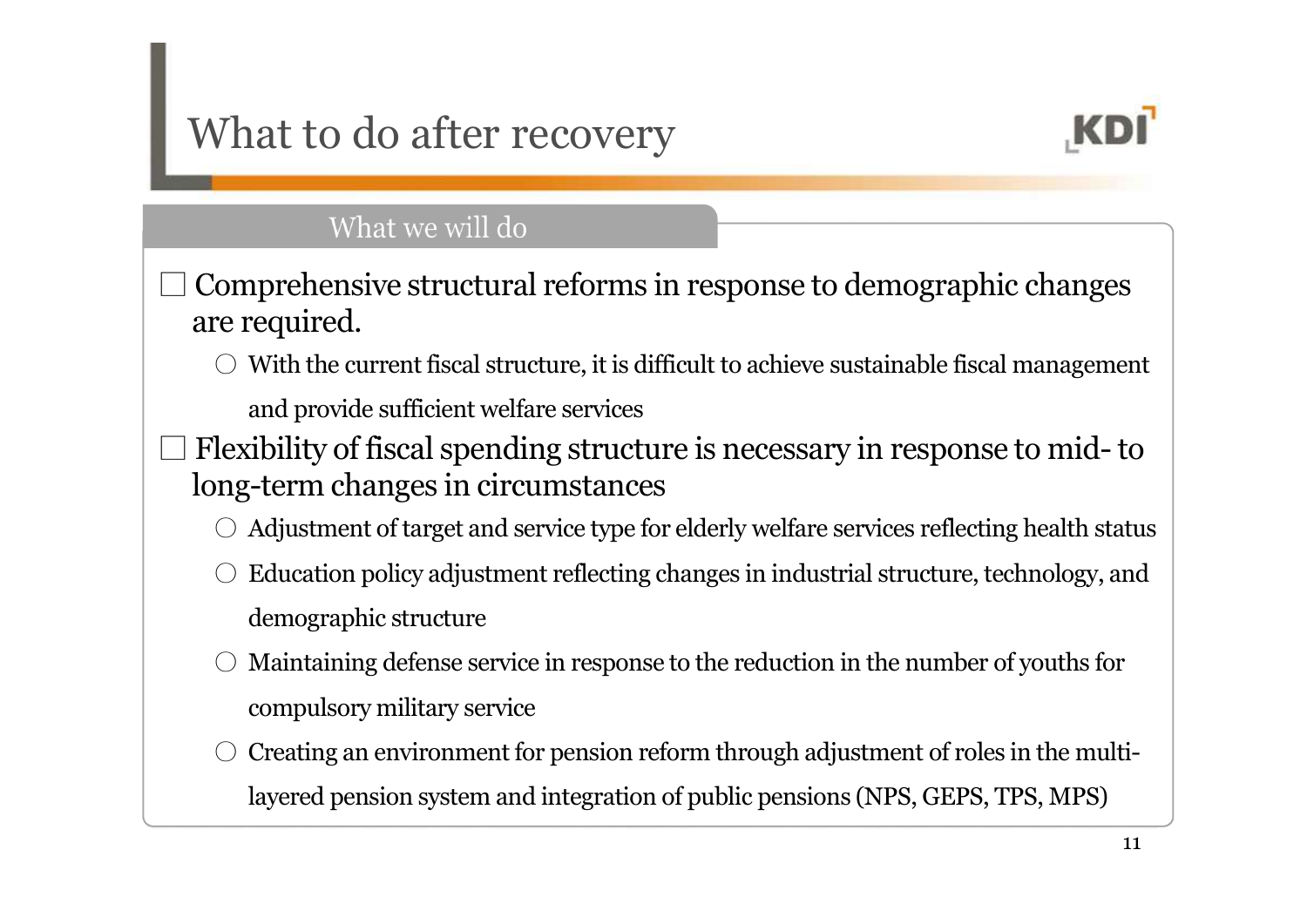# What to do after recovery

## What we will do

- Comprehensive structural reforms in response to demographic changes are required.
  - With the current fiscal structure, it is difficult to achieve sustainable fiscal management and provide sufficient welfare services
- Flexibility of fiscal spending structure is necessary in response to mid- to long-term changes in circumstances
  - Adjustment of target and service type for elderly welfare services reflecting health status
  - Education policy adjustment reflecting changes in industrial structure, technology, and demographic structure
  - Maintaining defense service in response to the reduction in the number of youths for compulsory military service
  - Creating an environment for pension reform through adjustment of roles in the multi-layered pension system and integration of public pensions (NPS, GEPS, TPS, MPS)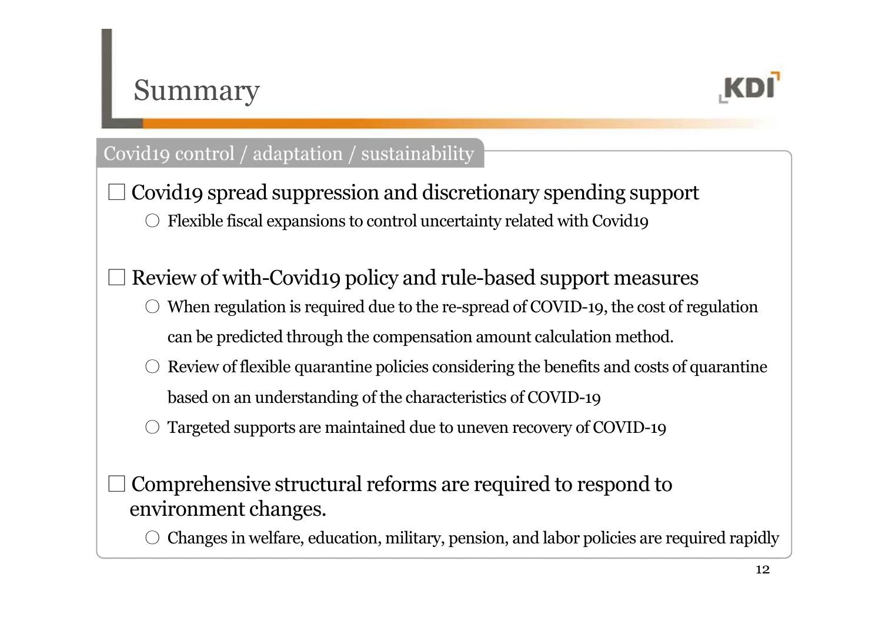# Summary

## Covid19 control / adaptation / sustainability

- Covid19 spread suppression and discretionary spending support
  - Flexible fiscal expansions to control uncertainty related with Covid19

- Review of with-Covid19 policy and rule-based support measures
  - When regulation is required due to the re-spread of COVID-19, the cost of regulation can be predicted through the compensation amount calculation method.
  - Review of flexible quarantine policies considering the benefits and costs of quarantine based on an understanding of the characteristics of COVID-19
  - Targeted supports are maintained due to uneven recovery of COVID-19

- Comprehensive structural reforms are required to respond to environment changes.
  - Changes in welfare, education, military, pension, and labor policies are required rapidly